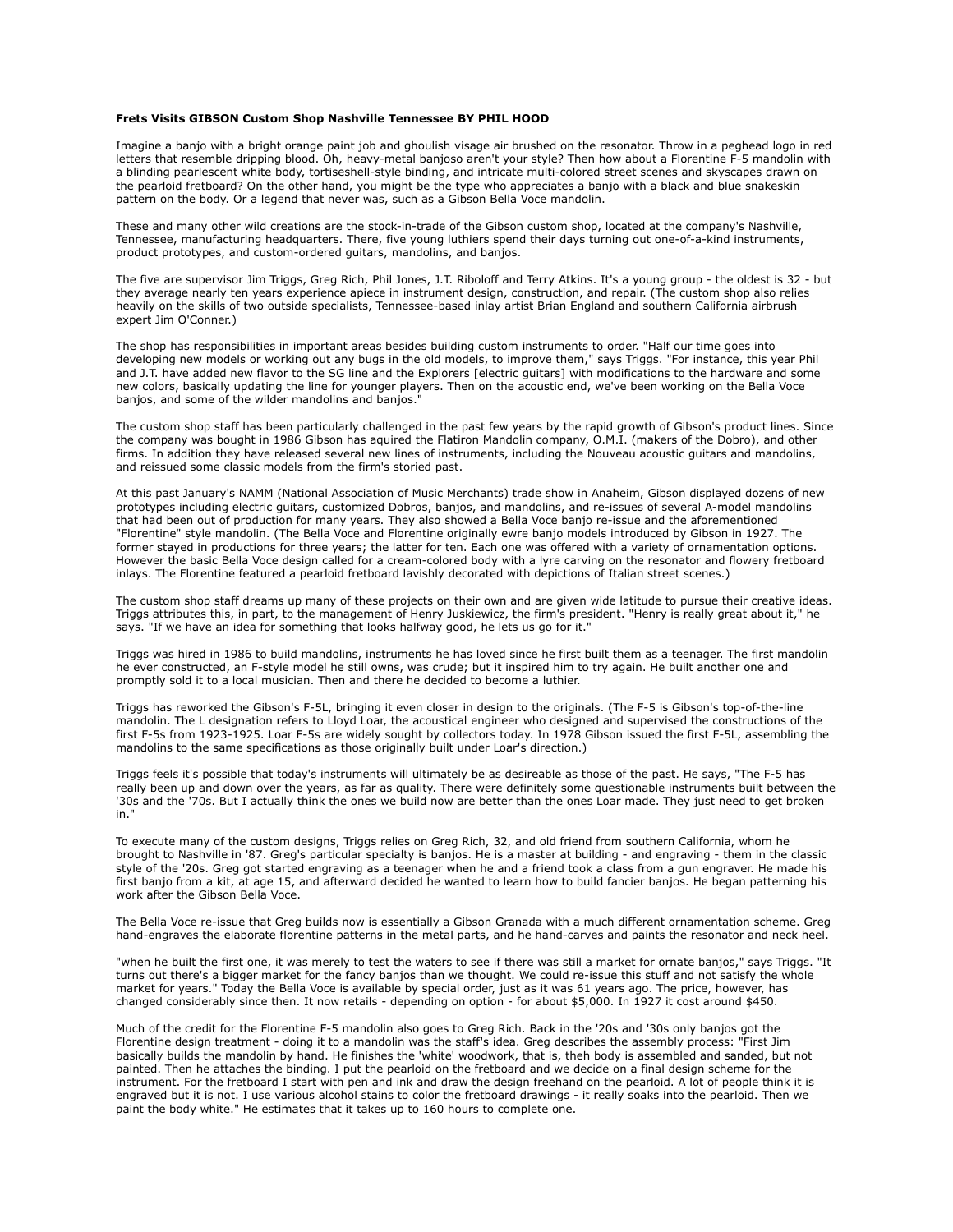**Frets Visits GIBSON Custom Shop Nashville Tennessee BY PHIL HOOD**

Imagine a banjo with a bright orange paint job and ghoulish visage air brushed on the resonator. Throw in a peghead logo in red letters that resemble dripping blood. Oh, heavy-metal banjoso aren't your style? Then how about a Florentine F-5 mandolin with a blinding pearlescent white body, tortiseshell-style binding, and intricate multi-colored street scenes and skyscapes drawn on the pearloid fretboard? On the other hand, you might be the type who appreciates a banjo with a black and blue snakeskin pattern on the body. Or a legend that never was, such as a Gibson Bella Voce mandolin.

These and many other wild creations are the stock-in-trade of the Gibson custom shop, located at the company's Nashville, Tennessee, manufacturing headquarters. There, five young luthiers spend their days turning out one-of-a-kind instruments, product prototypes, and custom-ordered guitars, mandolins, and banjos.

The five are supervisor Jim Triggs, Greg Rich, Phil Jones, J.T. Riboloff and Terry Atkins. It's a young group - the oldest is 32 - but they average nearly ten years experience apiece in instrument design, construction, and repair. (The custom shop also relies heavily on the skills of two outside specialists, Tennessee-based inlay artist Brian England and southern California airbrush expert Jim O'Conner.)

The shop has responsibilities in important areas besides building custom instruments to order. "Half our time goes into developing new models or working out any bugs in the old models, to improve them," says Triggs. "For instance, this year Phil and J.T. have added new flavor to the SG line and the Explorers [electric guitars] with modifications to the hardware and some new colors, basically updating the line for younger players. Then on the acoustic end, we've been working on the Bella Voce banjos, and some of the wilder mandolins and banjos."

The custom shop staff has been particularly challenged in the past few years by the rapid growth of Gibson's product lines. Since the company was bought in 1986 Gibson has aquired the Flatiron Mandolin company, O.M.I. (makers of the Dobro), and other firms. In addition they have released several new lines of instruments, including the Nouveau acoustic guitars and mandolins, and reissued some classic models from the firm's storied past.

At this past January's NAMM (National Association of Music Merchants) trade show in Anaheim, Gibson displayed dozens of new prototypes including electric guitars, customized Dobros, banjos, and mandolins, and re-issues of several A-model mandolins that had been out of production for many years. They also showed a Bella Voce banjo re-issue and the aforementioned "Florentine" style mandolin. (The Bella Voce and Florentine originally ewre banjo models introduced by Gibson in 1927. The former stayed in productions for three years; the latter for ten. Each one was offered with a variety of ornamentation options. However the basic Bella Voce design called for a cream-colored body with a lyre carving on the resonator and flowery fretboard inlays. The Florentine featured a pearloid fretboard lavishly decorated with depictions of Italian street scenes.)

The custom shop staff dreams up many of these projects on their own and are given wide latitude to pursue their creative ideas. Triggs attributes this, in part, to the management of Henry Juskiewicz, the firm's president. "Henry is really great about it," he says. "If we have an idea for something that looks halfway good, he lets us go for it."

Triggs was hired in 1986 to build mandolins, instruments he has loved since he first built them as a teenager. The first mandolin he ever constructed, an F-style model he still owns, was crude; but it inspired him to try again. He built another one and promptly sold it to a local musician. Then and there he decided to become a luthier.

Triggs has reworked the Gibson's F-5L, bringing it even closer in design to the originals. (The F-5 is Gibson's top-of-the-line mandolin. The L designation refers to Lloyd Loar, the acoustical engineer who designed and supervised the constructions of the first F-5s from 1923-1925. Loar F-5s are widely sought by collectors today. In 1978 Gibson issued the first F-5L, assembling the mandolins to the same specifications as those originally built under Loar's direction.)

Triggs feels it's possible that today's instruments will ultimately be as desireable as those of the past. He says, "The F-5 has really been up and down over the years, as far as quality. There were definitely some questionable instruments built between the '30s and the '70s. But I actually think the ones we build now are better than the ones Loar made. They just need to get broken in."

To execute many of the custom designs, Triggs relies on Greg Rich, 32, and old friend from southern California, whom he brought to Nashville in '87. Greg's particular specialty is banjos. He is a master at building - and engraving - them in the classic style of the '20s. Greg got started engraving as a teenager when he and a friend took a class from a gun engraver. He made his first banjo from a kit, at age 15, and afterward decided he wanted to learn how to build fancier banjos. He began patterning his work after the Gibson Bella Voce.

The Bella Voce re-issue that Greg builds now is essentially a Gibson Granada with a much different ornamentation scheme. Greg hand-engraves the elaborate florentine patterns in the metal parts, and he hand-carves and paints the resonator and neck heel.

"when he built the first one, it was merely to test the waters to see if there was still a market for ornate banjos," says Triggs. "It turns out there's a bigger market for the fancy banjos than we thought. We could re-issue this stuff and not satisfy the whole market for years." Today the Bella Voce is available by special order, just as it was 61 years ago. The price, however, has changed considerably since then. It now retails - depending on option - for about $5,000. In 1927 it cost around $450.

Much of the credit for the Florentine F-5 mandolin also goes to Greg Rich. Back in the '20s and '30s only banjos got the Florentine design treatment - doing it to a mandolin was the staff's idea. Greg describes the assembly process: "First Jim basically builds the mandolin by hand. He finishes the 'white' woodwork, that is, theh body is assembled and sanded, but not painted. Then he attaches the binding. I put the pearloid on the fretboard and we decide on a final design scheme for the instrument. For the fretboard I start with pen and ink and draw the design freehand on the pearloid. A lot of people think it is engraved but it is not. I use various alcohol stains to color the fretboard drawings - it really soaks into the pearloid. Then we paint the body white." He estimates that it takes up to 160 hours to complete one.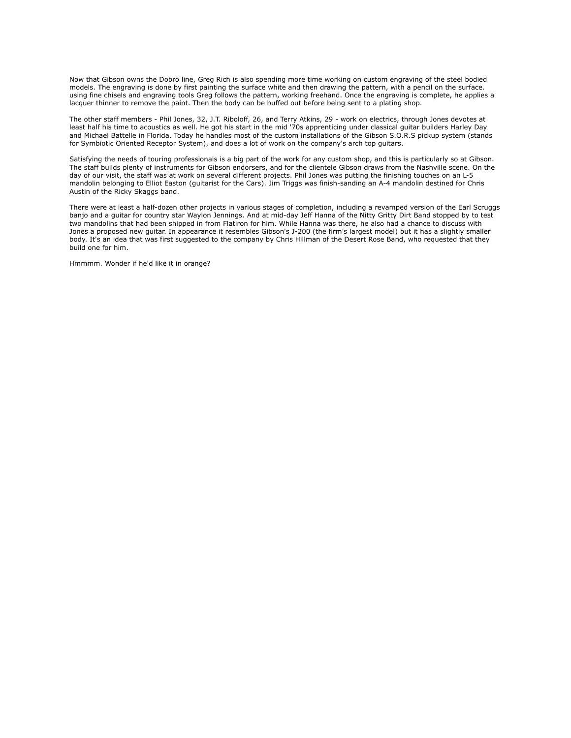Now that Gibson owns the Dobro line, Greg Rich is also spending more time working on custom engraving of the steel bodied models. The engraving is done by first painting the surface white and then drawing the pattern, with a pencil on the surface. using fine chisels and engraving tools Greg follows the pattern, working freehand. Once the engraving is complete, he applies a lacquer thinner to remove the paint. Then the body can be buffed out before being sent to a plating shop.

The other staff members - Phil Jones, 32, J.T. Riboloff, 26, and Terry Atkins, 29 - work on electrics, through Jones devotes at least half his time to acoustics as well. He got his start in the mid '70s apprenticing under classical guitar builders Harley Day and Michael Battelle in Florida. Today he handles most of the custom installations of the Gibson S.O.R.S pickup system (stands for Symbiotic Oriented Receptor System), and does a lot of work on the company's arch top guitars.

Satisfying the needs of touring professionals is a big part of the work for any custom shop, and this is particularly so at Gibson. The staff builds plenty of instruments for Gibson endorsers, and for the clientele Gibson draws from the Nashville scene. On the day of our visit, the staff was at work on several different projects. Phil Jones was putting the finishing touches on an L-5 mandolin belonging to Elliot Easton (guitarist for the Cars). Jim Triggs was finish-sanding an A-4 mandolin destined for Chris Austin of the Ricky Skaggs band.

There were at least a half-dozen other projects in various stages of completion, including a revamped version of the Earl Scruggs banjo and a guitar for country star Waylon Jennings. And at mid-day Jeff Hanna of the Nitty Gritty Dirt Band stopped by to test two mandolins that had been shipped in from Flatiron for him. While Hanna was there, he also had a chance to discuss with Jones a proposed new guitar. In appearance it resembles Gibson's J-200 (the firm's largest model) but it has a slightly smaller body. It's an idea that was first suggested to the company by Chris Hillman of the Desert Rose Band, who requested that they build one for him.

Hmmmm. Wonder if he'd like it in orange?